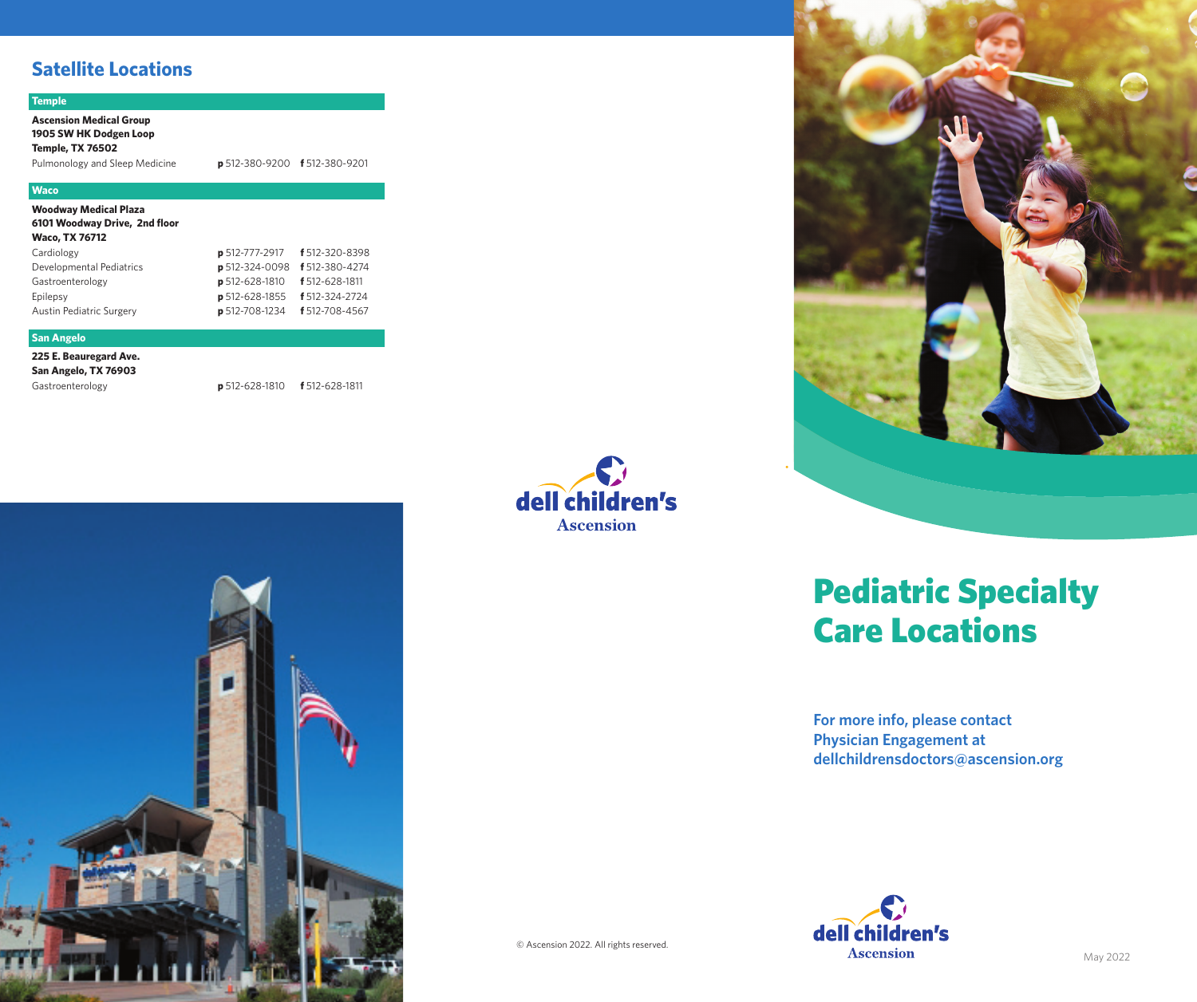## Satellite Locations

| Temple | | |
|---|---|---|
| **Ascension Medical Group**<br>**1905 SW HK Dodgen Loop**<br>**Temple, TX 76502** | | |
| Pulmonology and Sleep Medicine | **p** 512-380-9200 | **f** 512-380-9201 |

| Waco | | |
|---|---|---|
| **Woodway Medical Plaza**<br>**6101 Woodway Drive, 2nd floor**<br>**Waco, TX 76712** | | |
| Cardiology | **p** 512-777-2917 | **f** 512-320-8398 |
| Developmental Pediatrics | **p** 512-324-0098 | **f** 512-380-4274 |
| Gastroenterology | **p** 512-628-1810 | **f** 512-628-1811 |
| Epilepsy | **p** 512-628-1855 | **f** 512-324-2724 |
| Austin Pediatric Surgery | **p** 512-708-1234 | **f** 512-708-4567 |

| San Angelo | | |
|---|---|---|
| **225 E. Beauregard Ave.**<br>**San Angelo, TX 76903** | | |
| Gastroenterology | **p** 512-628-1810 | **f** 512-628-1811 |

dell children's
Ascension

© Ascension 2022. All rights reserved.

# Pediatric Specialty Care Locations

**For more info, please contact Physician Engagement at dellchildrensdoctors@ascension.org**

dell children's
Ascension

May 2022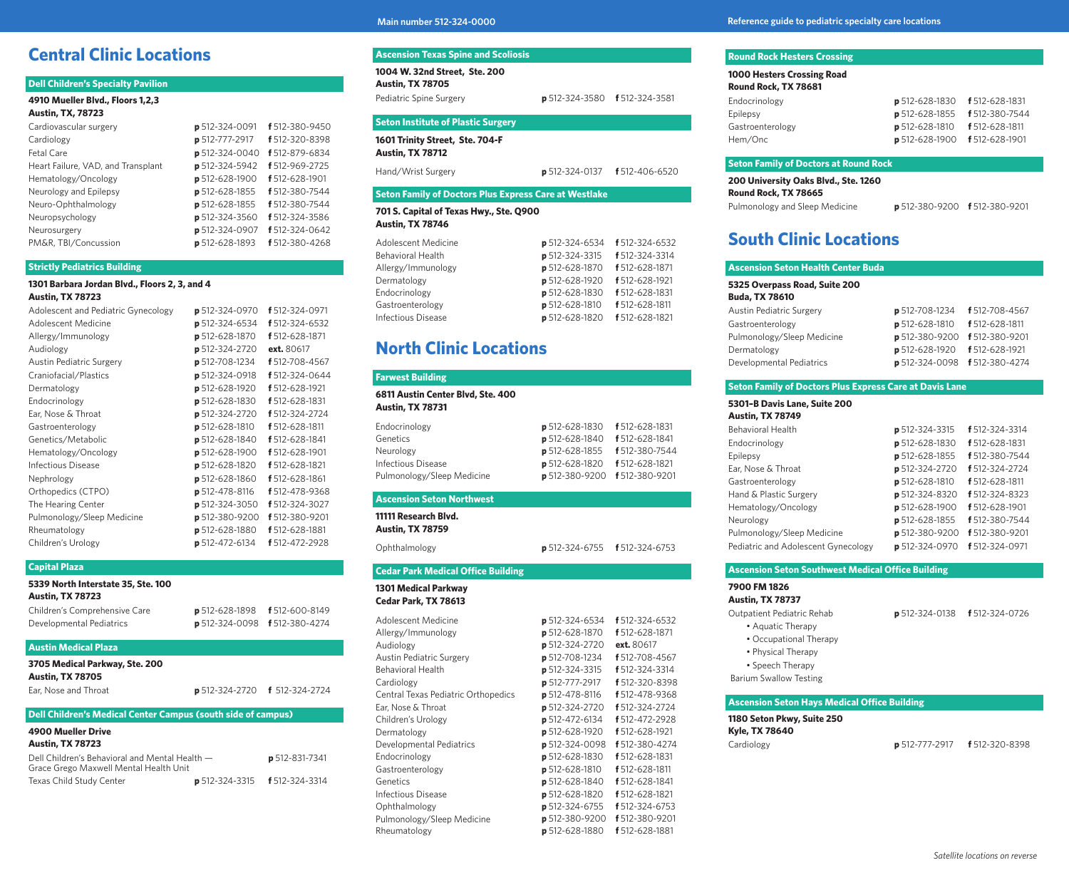# Central Clinic Locations

## Dell Children's Specialty Pavilion

**4910 Mueller Blvd., Floors 1,2,3**
**Austin, TX, 78723**

| | | |
|---|---|---|
| Cardiovascular surgery | p 512-324-0091 | f 512-380-9450 |
| Cardiology | p 512-777-2917 | f 512-320-8398 |
| Fetal Care | p 512-324-0040 | f 512-879-6834 |
| Heart Failure, VAD, and Transplant | p 512-324-5942 | f 512-969-2725 |
| Hematology/Oncology | p 512-628-1900 | f 512-628-1901 |
| Neurology and Epilepsy | p 512-628-1855 | f 512-380-7544 |
| Neuro-Ophthalmology | p 512-628-1855 | f 512-380-7544 |
| Neuropsychology | p 512-324-3560 | f 512-324-3586 |
| Neurosurgery | p 512-324-0907 | f 512-324-0642 |
| PM&R, TBI/Concussion | p 512-628-1893 | f 512-380-4268 |

## Strictly Pediatrics Building

**1301 Barbara Jordan Blvd., Floors 2, 3, and 4**
**Austin, TX 78723**

| | | |
|---|---|---|
| Adolescent and Pediatric Gynecology | p 512-324-0970 | f 512-324-0971 |
| Adolescent Medicine | p 512-324-6534 | f 512-324-6532 |
| Allergy/Immunology | p 512-628-1870 | f 512-628-1871 |
| Audiology | p 512-324-2720 | ext. 80617 |
| Austin Pediatric Surgery | p 512-708-1234 | f 512-708-4567 |
| Craniofacial/Plastics | p 512-324-0918 | f 512-324-0644 |
| Dermatology | p 512-628-1920 | f 512-628-1921 |
| Endocrinology | p 512-628-1830 | f 512-628-1831 |
| Ear, Nose & Throat | p 512-324-2720 | f 512-324-2724 |
| Gastroenterology | p 512-628-1810 | f 512-628-1811 |
| Genetics/Metabolic | p 512-628-1840 | f 512-628-1841 |
| Hematology/Oncology | p 512-628-1900 | f 512-628-1901 |
| Infectious Disease | p 512-628-1820 | f 512-628-1821 |
| Nephrology | p 512-628-1860 | f 512-628-1861 |
| Orthopedics (CTPO) | p 512-478-8116 | f 512-478-9368 |
| The Hearing Center | p 512-324-3050 | f 512-324-3027 |
| Pulmonology/Sleep Medicine | p 512-380-9200 | f 512-380-9201 |
| Rheumatology | p 512-628-1880 | f 512-628-1881 |
| Children's Urology | p 512-472-6134 | f 512-472-2928 |

## Capital Plaza

**5339 North Interstate 35, Ste. 100**
**Austin, TX 78723**

| | | |
|---|---|---|
| Children's Comprehensive Care | p 512-628-1898 | f 512-600-8149 |
| Developmental Pediatrics | p 512-324-0098 | f 512-380-4274 |

## Austin Medical Plaza

**3705 Medical Parkway, Ste. 200**
**Austin, TX 78705**

| | | |
|---|---|---|
| Ear, Nose and Throat | p 512-324-2720 | f 512-324-2724 |

## Dell Children's Medical Center Campus (south side of campus)

**4900 Mueller Drive**
**Austin, TX 78723**

| | | |
|---|---|---|
| Dell Children's Behavioral and Mental Health — Grace Grego Maxwell Mental Health Unit | | p 512-831-7341 |
| Texas Child Study Center | p 512-324-3315 | f 512-324-3314 |

## Ascension Texas Spine and Scoliosis

**1004 W. 32nd Street, Ste. 200**
**Austin, TX 78705**

| | | |
|---|---|---|
| Pediatric Spine Surgery | p 512-324-3580 | f 512-324-3581 |

## Seton Institute of Plastic Surgery

**1601 Trinity Street, Ste. 704-F**
**Austin, TX 78712**

| | | |
|---|---|---|
| Hand/Wrist Surgery | p 512-324-0137 | f 512-406-6520 |

## Seton Family of Doctors Plus Express Care at Westlake

**701 S. Capital of Texas Hwy., Ste. Q900**
**Austin, TX 78746**

| | | |
|---|---|---|
| Adolescent Medicine | p 512-324-6534 | f 512-324-6532 |
| Behavioral Health | p 512-324-3315 | f 512-324-3314 |
| Allergy/Immunology | p 512-628-1870 | f 512-628-1871 |
| Dermatology | p 512-628-1920 | f 512-628-1921 |
| Endocrinology | p 512-628-1830 | f 512-628-1831 |
| Gastroenterology | p 512-628-1810 | f 512-628-1811 |
| Infectious Disease | p 512-628-1820 | f 512-628-1821 |

# North Clinic Locations

## Farwest Building

**6811 Austin Center Blvd, Ste. 400**
**Austin, TX 78731**

| | | |
|---|---|---|
| Endocrinology | p 512-628-1830 | f 512-628-1831 |
| Genetics | p 512-628-1840 | f 512-628-1841 |
| Neurology | p 512-628-1855 | f 512-380-7544 |
| Infectious Disease | p 512-628-1820 | f 512-628-1821 |
| Pulmonology/Sleep Medicine | p 512-380-9200 | f 512-380-9201 |

## Ascension Seton Northwest

**11111 Research Blvd.**
**Austin, TX 78759**

| | | |
|---|---|---|
| Ophthalmology | p 512-324-6755 | f 512-324-6753 |

## Cedar Park Medical Office Building

**1301 Medical Parkway**
**Cedar Park, TX 78613**

| | | |
|---|---|---|
| Adolescent Medicine | p 512-324-6534 | f 512-324-6532 |
| Allergy/Immunology | p 512-628-1870 | f 512-628-1871 |
| Audiology | p 512-324-2720 | ext. 80617 |
| Austin Pediatric Surgery | p 512-708-1234 | f 512-708-4567 |
| Behavioral Health | p 512-324-3315 | f 512-324-3314 |
| Cardiology | p 512-777-2917 | f 512-320-8398 |
| Central Texas Pediatric Orthopedics | p 512-478-8116 | f 512-478-9368 |
| Ear, Nose & Throat | p 512-324-2720 | f 512-324-2724 |
| Children's Urology | p 512-472-6134 | f 512-472-2928 |
| Dermatology | p 512-628-1920 | f 512-628-1921 |
| Developmental Pediatrics | p 512-324-0098 | f 512-380-4274 |
| Endocrinology | p 512-628-1830 | f 512-628-1831 |
| Gastroenterology | p 512-628-1810 | f 512-628-1811 |
| Genetics | p 512-628-1840 | f 512-628-1841 |
| Infectious Disease | p 512-628-1820 | f 512-628-1821 |
| Ophthalmology | p 512-324-6755 | f 512-324-6753 |
| Pulmonology/Sleep Medicine | p 512-380-9200 | f 512-380-9201 |
| Rheumatology | p 512-628-1880 | f 512-628-1881 |

## Round Rock Hesters Crossing

**1000 Hesters Crossing Road**
**Round Rock, TX 78681**

| | | |
|---|---|---|
| Endocrinology | p 512-628-1830 | f 512-628-1831 |
| Epilepsy | p 512-628-1855 | f 512-380-7544 |
| Gastroenterology | p 512-628-1810 | f 512-628-1811 |
| Hem/Onc | p 512-628-1900 | f 512-628-1901 |

## Seton Family of Doctors at Round Rock

**200 University Oaks Blvd., Ste. 1260**
**Round Rock, TX 78665**

| | | |
|---|---|---|
| Pulmonology and Sleep Medicine | p 512-380-9200 | f 512-380-9201 |

# South Clinic Locations

## Ascension Seton Health Center Buda

**5325 Overpass Road, Suite 200**
**Buda, TX 78610**

| | | |
|---|---|---|
| Austin Pediatric Surgery | p 512-708-1234 | f 512-708-4567 |
| Gastroenterology | p 512-628-1810 | f 512-628-1811 |
| Pulmonology/Sleep Medicine | p 512-380-9200 | f 512-380-9201 |
| Dermatology | p 512-628-1920 | f 512-628-1921 |
| Developmental Pediatrics | p 512-324-0098 | f 512-380-4274 |

## Seton Family of Doctors Plus Express Care at Davis Lane

**5301–B Davis Lane, Suite 200**
**Austin, TX 78749**

| | | |
|---|---|---|
| Behavioral Health | p 512-324-3315 | f 512-324-3314 |
| Endocrinology | p 512-628-1830 | f 512-628-1831 |
| Epilepsy | p 512-628-1855 | f 512-380-7544 |
| Ear, Nose & Throat | p 512-324-2720 | f 512-324-2724 |
| Gastroenterology | p 512-628-1810 | f 512-628-1811 |
| Hand & Plastic Surgery | p 512-324-8320 | f 512-324-8323 |
| Hematology/Oncology | p 512-628-1900 | f 512-628-1901 |
| Neurology | p 512-628-1855 | f 512-380-7544 |
| Pulmonology/Sleep Medicine | p 512-380-9200 | f 512-380-9201 |
| Pediatric and Adolescent Gynecology | p 512-324-0970 | f 512-324-0971 |

## Ascension Seton Southwest Medical Office Building

**7900 FM 1826**
**Austin, TX 78737**

| | | |
|---|---|---|
| Outpatient Pediatric Rehab | p 512-324-0138 | f 512-324-0726 |

- Aquatic Therapy
- Occupational Therapy
- Physical Therapy
- Speech Therapy

Barium Swallow Testing

## Ascension Seton Hays Medical Office Building

**1180 Seton Pkwy, Suite 250**
**Kyle, TX 78640**

| | | |
|---|---|---|
| Cardiology | p 512-777-2917 | f 512-320-8398 |

*Satellite locations on reverse*